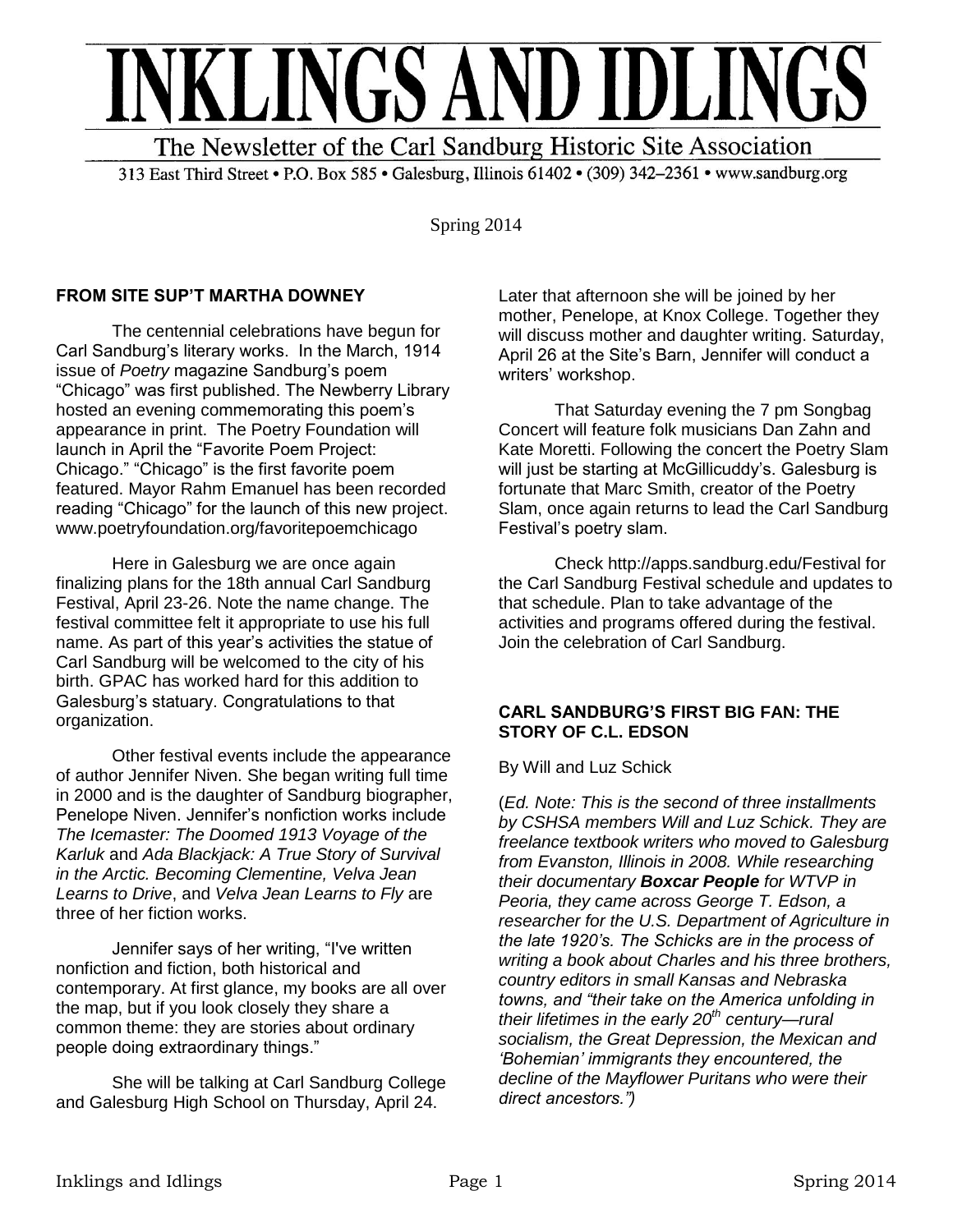# INKLINGS AND IDLINGS

The Newsletter of the Carl Sandburg Historic Site Association

313 East Third Street • P.O. Box 585 • Galesburg, Illinois 61402 • (309) 342–2361 • www.sandburg.org

Spring 2014

## FROM SITE SUP'T MARTHA DOWNEY

The centennial celebrations have begun for Carl Sandburg's literary works. In the March, 1914 issue of *Poetry* magazine Sandburg's poem "Chicago" was first published. The Newberry Library hosted an evening commemorating this poem's appearance in print. The Poetry Foundation will launch in April the "Favorite Poem Project: Chicago." "Chicago" is the first favorite poem featured. Mayor Rahm Emanuel has been recorded reading "Chicago" for the launch of this new project. www.poetryfoundation.org/favoritepoemchicago

Here in Galesburg we are once again finalizing plans for the 18th annual Carl Sandburg Festival, April 23-26. Note the name change. The festival committee felt it appropriate to use his full name. As part of this year's activities the statue of Carl Sandburg will be welcomed to the city of his birth. GPAC has worked hard for this addition to Galesburg's statuary. Congratulations to that organization.

Other festival events include the appearance of author Jennifer Niven. She began writing full time in 2000 and is the daughter of Sandburg biographer, Penelope Niven. Jennifer's nonfiction works include *The Icemaster: The Doomed 1913 Voyage of the Karluk* and *Ada Blackjack: A True Story of Survival in the Arctic. Becoming Clementine, Velva Jean Learns to Drive*, and *Velva Jean Learns to Fly* are three of her fiction works.

Jennifer says of her writing, "I've written nonfiction and fiction, both historical and contemporary. At first glance, my books are all over the map, but if you look closely they share a common theme: they are stories about ordinary people doing extraordinary things."

She will be talking at Carl Sandburg College and Galesburg High School on Thursday, April 24. Later that afternoon she will be joined by her mother, Penelope, at Knox College. Together they will discuss mother and daughter writing. Saturday, April 26 at the Site's Barn, Jennifer will conduct a writers' workshop.

That Saturday evening the 7 pm Songbag Concert will feature folk musicians Dan Zahn and Kate Moretti. Following the concert the Poetry Slam will just be starting at McGillicuddy's. Galesburg is fortunate that Marc Smith, creator of the Poetry Slam, once again returns to lead the Carl Sandburg Festival's poetry slam.

Check http://apps.sandburg.edu/Festival for the Carl Sandburg Festival schedule and updates to that schedule. Plan to take advantage of the activities and programs offered during the festival. Join the celebration of Carl Sandburg.

## CARL SANDBURG'S FIRST BIG FAN: THE STORY OF C.L. EDSON

By Will and Luz Schick

(*Ed. Note: This is the second of three installments by CSHSA members Will and Luz Schick. They are freelance textbook writers who moved to Galesburg from Evanston, Illinois in 2008. While researching their documentary* ***Boxcar People*** *for WTVP in Peoria, they came across George T. Edson, a researcher for the U.S. Department of Agriculture in the late 1920's. The Schicks are in the process of writing a book about Charles and his three brothers, country editors in small Kansas and Nebraska towns, and "their take on the America unfolding in their lifetimes in the early 20th century—rural socialism, the Great Depression, the Mexican and 'Bohemian' immigrants they encountered, the decline of the Mayflower Puritans who were their direct ancestors.")*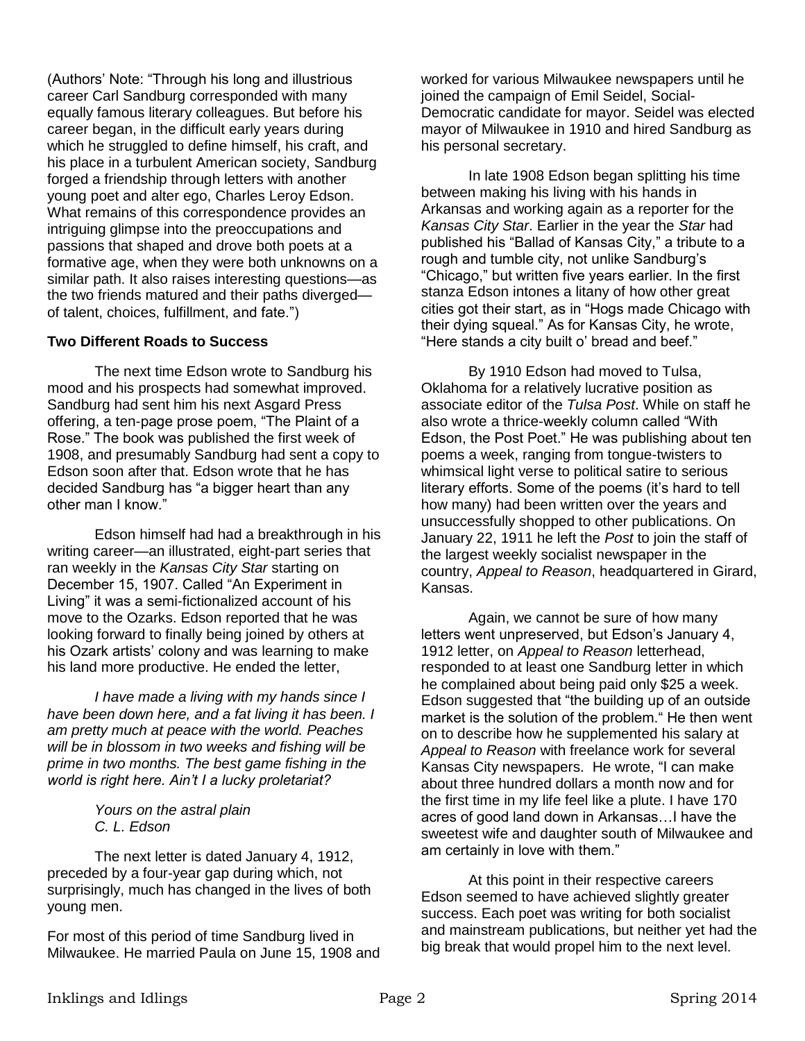(Authors' Note: "Through his long and illustrious career Carl Sandburg corresponded with many equally famous literary colleagues. But before his career began, in the difficult early years during which he struggled to define himself, his craft, and his place in a turbulent American society, Sandburg forged a friendship through letters with another young poet and alter ego, Charles Leroy Edson. What remains of this correspondence provides an intriguing glimpse into the preoccupations and passions that shaped and drove both poets at a formative age, when they were both unknowns on a similar path. It also raises interesting questions—as the two friends matured and their paths diverged—of talent, choices, fulfillment, and fate.")

**Two Different Roads to Success**

The next time Edson wrote to Sandburg his mood and his prospects had somewhat improved. Sandburg had sent him his next Asgard Press offering, a ten-page prose poem, "The Plaint of a Rose." The book was published the first week of 1908, and presumably Sandburg had sent a copy to Edson soon after that. Edson wrote that he has decided Sandburg has "a bigger heart than any other man I know."

Edson himself had had a breakthrough in his writing career—an illustrated, eight-part series that ran weekly in the *Kansas City Star* starting on December 15, 1907. Called "An Experiment in Living" it was a semi-fictionalized account of his move to the Ozarks. Edson reported that he was looking forward to finally being joined by others at his Ozark artists' colony and was learning to make his land more productive. He ended the letter,

*I have made a living with my hands since I have been down here, and a fat living it has been. I am pretty much at peace with the world. Peaches will be in blossom in two weeks and fishing will be prime in two months. The best game fishing in the world is right here. Ain't I a lucky proletariat?*

*Yours on the astral plain*
*C. L. Edson*

The next letter is dated January 4, 1912, preceded by a four-year gap during which, not surprisingly, much has changed in the lives of both young men.

For most of this period of time Sandburg lived in Milwaukee. He married Paula on June 15, 1908 and worked for various Milwaukee newspapers until he joined the campaign of Emil Seidel, Social-Democratic candidate for mayor. Seidel was elected mayor of Milwaukee in 1910 and hired Sandburg as his personal secretary.

In late 1908 Edson began splitting his time between making his living with his hands in Arkansas and working again as a reporter for the *Kansas City Star*. Earlier in the year the *Star* had published his "Ballad of Kansas City," a tribute to a rough and tumble city, not unlike Sandburg's "Chicago," but written five years earlier. In the first stanza Edson intones a litany of how other great cities got their start, as in "Hogs made Chicago with their dying squeal." As for Kansas City, he wrote, "Here stands a city built o' bread and beef."

By 1910 Edson had moved to Tulsa, Oklahoma for a relatively lucrative position as associate editor of the *Tulsa Post*. While on staff he also wrote a thrice-weekly column called "With Edson, the Post Poet." He was publishing about ten poems a week, ranging from tongue-twisters to whimsical light verse to political satire to serious literary efforts. Some of the poems (it's hard to tell how many) had been written over the years and unsuccessfully shopped to other publications. On January 22, 1911 he left the *Post* to join the staff of the largest weekly socialist newspaper in the country, *Appeal to Reason*, headquartered in Girard, Kansas.

Again, we cannot be sure of how many letters went unpreserved, but Edson's January 4, 1912 letter, on *Appeal to Reason* letterhead, responded to at least one Sandburg letter in which he complained about being paid only $25 a week. Edson suggested that "the building up of an outside market is the solution of the problem." He then went on to describe how he supplemented his salary at *Appeal to Reason* with freelance work for several Kansas City newspapers. He wrote, "I can make about three hundred dollars a month now and for the first time in my life feel like a plute. I have 170 acres of good land down in Arkansas…I have the sweetest wife and daughter south of Milwaukee and am certainly in love with them."

At this point in their respective careers Edson seemed to have achieved slightly greater success. Each poet was writing for both socialist and mainstream publications, but neither yet had the big break that would propel him to the next level.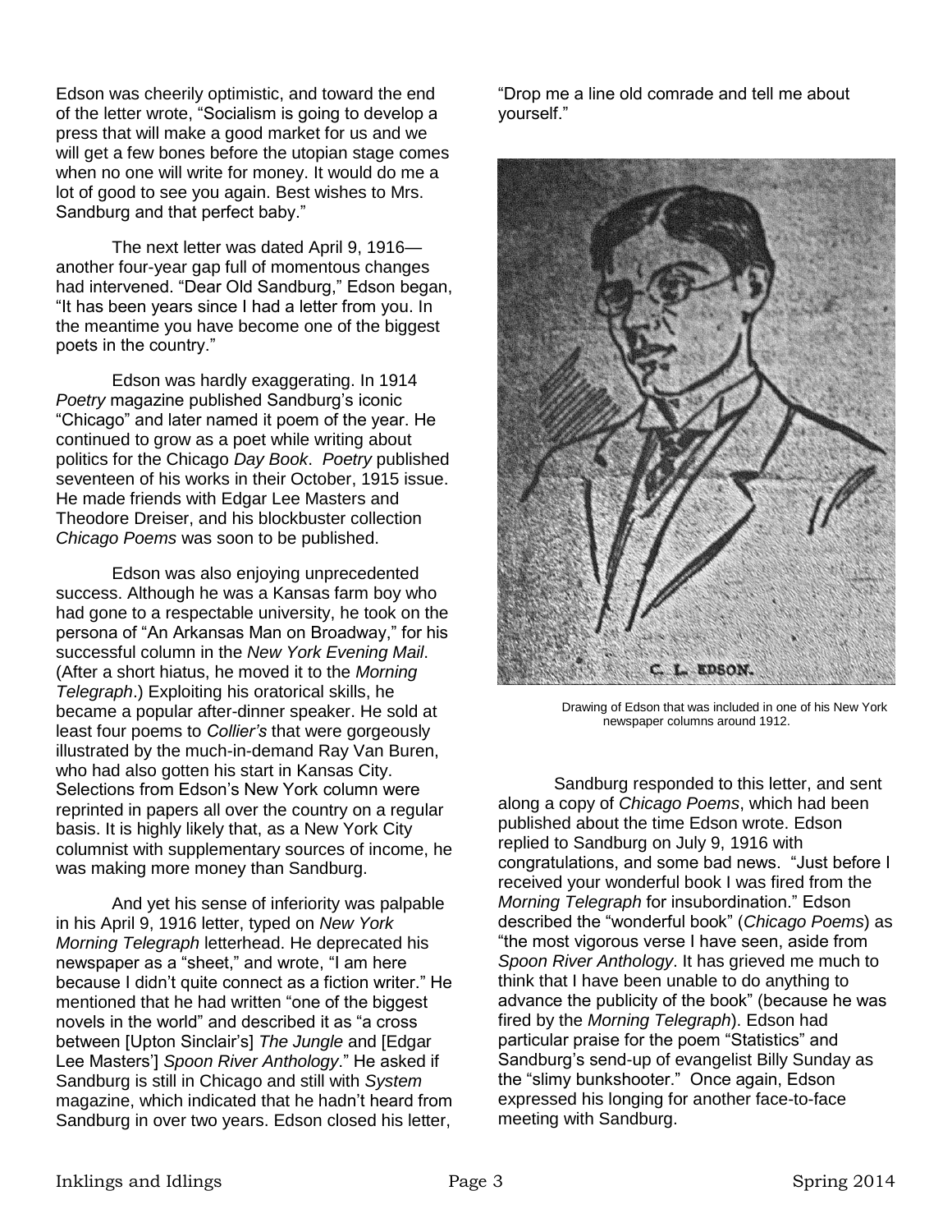Edson was cheerily optimistic, and toward the end of the letter wrote, "Socialism is going to develop a press that will make a good market for us and we will get a few bones before the utopian stage comes when no one will write for money. It would do me a lot of good to see you again. Best wishes to Mrs. Sandburg and that perfect baby."

The next letter was dated April 9, 1916—another four-year gap full of momentous changes had intervened. "Dear Old Sandburg," Edson began, "It has been years since I had a letter from you. In the meantime you have become one of the biggest poets in the country."

Edson was hardly exaggerating. In 1914 *Poetry* magazine published Sandburg's iconic "Chicago" and later named it poem of the year. He continued to grow as a poet while writing about politics for the Chicago *Day Book*. *Poetry* published seventeen of his works in their October, 1915 issue. He made friends with Edgar Lee Masters and Theodore Dreiser, and his blockbuster collection *Chicago Poems* was soon to be published.

Edson was also enjoying unprecedented success. Although he was a Kansas farm boy who had gone to a respectable university, he took on the persona of "An Arkansas Man on Broadway," for his successful column in the *New York Evening Mail*. (After a short hiatus, he moved it to the *Morning Telegraph*.) Exploiting his oratorical skills, he became a popular after-dinner speaker. He sold at least four poems to *Collier's* that were gorgeously illustrated by the much-in-demand Ray Van Buren, who had also gotten his start in Kansas City. Selections from Edson's New York column were reprinted in papers all over the country on a regular basis. It is highly likely that, as a New York City columnist with supplementary sources of income, he was making more money than Sandburg.

And yet his sense of inferiority was palpable in his April 9, 1916 letter, typed on *New York Morning Telegraph* letterhead. He deprecated his newspaper as a "sheet," and wrote, "I am here because I didn't quite connect as a fiction writer." He mentioned that he had written "one of the biggest novels in the world" and described it as "a cross between [Upton Sinclair's] *The Jungle* and [Edgar Lee Masters'] *Spoon River Anthology*." He asked if Sandburg is still in Chicago and still with *System* magazine, which indicated that he hadn't heard from Sandburg in over two years. Edson closed his letter, "Drop me a line old comrade and tell me about yourself."

Drawing of Edson that was included in one of his New York newspaper columns around 1912.

Sandburg responded to this letter, and sent along a copy of *Chicago Poems*, which had been published about the time Edson wrote. Edson replied to Sandburg on July 9, 1916 with congratulations, and some bad news. "Just before I received your wonderful book I was fired from the *Morning Telegraph* for insubordination." Edson described the "wonderful book" (*Chicago Poems*) as "the most vigorous verse I have seen, aside from *Spoon River Anthology*. It has grieved me much to think that I have been unable to do anything to advance the publicity of the book" (because he was fired by the *Morning Telegraph*). Edson had particular praise for the poem "Statistics" and Sandburg's send-up of evangelist Billy Sunday as the "slimy bunkshooter." Once again, Edson expressed his longing for another face-to-face meeting with Sandburg.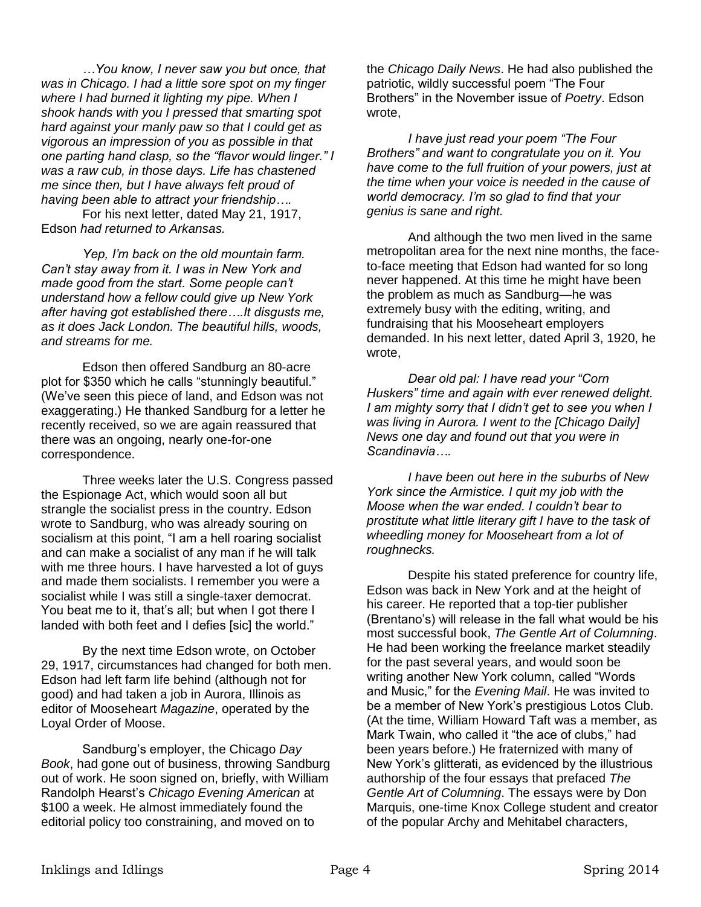*…You know, I never saw you but once, that was in Chicago. I had a little sore spot on my finger where I had burned it lighting my pipe. When I shook hands with you I pressed that smarting spot hard against your manly paw so that I could get as vigorous an impression of you as possible in that one parting hand clasp, so the "flavor would linger." I was a raw cub, in those days. Life has chastened me since then, but I have always felt proud of having been able to attract your friendship….*

For his next letter, dated May 21, 1917, Edson *had returned to Arkansas.*

*Yep, I'm back on the old mountain farm. Can't stay away from it. I was in New York and made good from the start. Some people can't understand how a fellow could give up New York after having got established there….It disgusts me, as it does Jack London. The beautiful hills, woods, and streams for me.*

Edson then offered Sandburg an 80-acre plot for $350 which he calls "stunningly beautiful." (We've seen this piece of land, and Edson was not exaggerating.) He thanked Sandburg for a letter he recently received, so we are again reassured that there was an ongoing, nearly one-for-one correspondence.

Three weeks later the U.S. Congress passed the Espionage Act, which would soon all but strangle the socialist press in the country. Edson wrote to Sandburg, who was already souring on socialism at this point, "I am a hell roaring socialist and can make a socialist of any man if he will talk with me three hours. I have harvested a lot of guys and made them socialists. I remember you were a socialist while I was still a single-taxer democrat. You beat me to it, that's all; but when I got there I landed with both feet and I defies [sic] the world."

By the next time Edson wrote, on October 29, 1917, circumstances had changed for both men. Edson had left farm life behind (although not for good) and had taken a job in Aurora, Illinois as editor of Mooseheart *Magazine*, operated by the Loyal Order of Moose.

Sandburg's employer, the Chicago *Day Book*, had gone out of business, throwing Sandburg out of work. He soon signed on, briefly, with William Randolph Hearst's *Chicago Evening American* at $100 a week. He almost immediately found the editorial policy too constraining, and moved on to the *Chicago Daily News*. He had also published the patriotic, wildly successful poem "The Four Brothers" in the November issue of *Poetry*. Edson wrote,

*I have just read your poem "The Four Brothers" and want to congratulate you on it. You have come to the full fruition of your powers, just at the time when your voice is needed in the cause of world democracy. I'm so glad to find that your genius is sane and right.*

And although the two men lived in the same metropolitan area for the next nine months, the face-to-face meeting that Edson had wanted for so long never happened. At this time he might have been the problem as much as Sandburg—he was extremely busy with the editing, writing, and fundraising that his Mooseheart employers demanded. In his next letter, dated April 3, 1920, he wrote,

*Dear old pal: I have read your "Corn Huskers" time and again with ever renewed delight. I am mighty sorry that I didn't get to see you when I was living in Aurora. I went to the [Chicago Daily] News one day and found out that you were in Scandinavia….*

*I have been out here in the suburbs of New York since the Armistice. I quit my job with the Moose when the war ended. I couldn't bear to prostitute what little literary gift I have to the task of wheedling money for Mooseheart from a lot of roughnecks.*

Despite his stated preference for country life, Edson was back in New York and at the height of his career. He reported that a top-tier publisher (Brentano's) will release in the fall what would be his most successful book, *The Gentle Art of Columning*. He had been working the freelance market steadily for the past several years, and would soon be writing another New York column, called "Words and Music," for the *Evening Mail*. He was invited to be a member of New York's prestigious Lotos Club. (At the time, William Howard Taft was a member, as Mark Twain, who called it "the ace of clubs," had been years before.) He fraternized with many of New York's glitterati, as evidenced by the illustrious authorship of the four essays that prefaced *The Gentle Art of Columning*. The essays were by Don Marquis, one-time Knox College student and creator of the popular Archy and Mehitabel characters,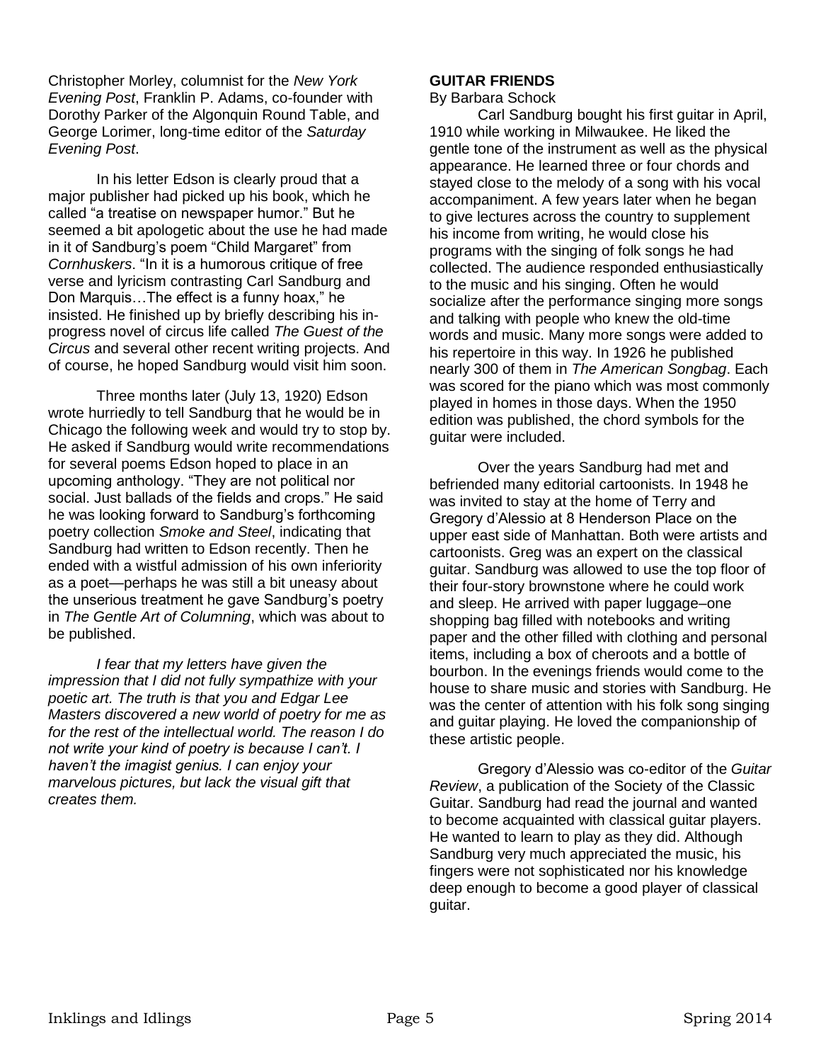Christopher Morley, columnist for the *New York Evening Post*, Franklin P. Adams, co-founder with Dorothy Parker of the Algonquin Round Table, and George Lorimer, long-time editor of the *Saturday Evening Post*.

In his letter Edson is clearly proud that a major publisher had picked up his book, which he called "a treatise on newspaper humor." But he seemed a bit apologetic about the use he had made in it of Sandburg's poem "Child Margaret" from *Cornhuskers*. "In it is a humorous critique of free verse and lyricism contrasting Carl Sandburg and Don Marquis…The effect is a funny hoax," he insisted. He finished up by briefly describing his in-progress novel of circus life called *The Guest of the Circus* and several other recent writing projects. And of course, he hoped Sandburg would visit him soon.

Three months later (July 13, 1920) Edson wrote hurriedly to tell Sandburg that he would be in Chicago the following week and would try to stop by. He asked if Sandburg would write recommendations for several poems Edson hoped to place in an upcoming anthology. "They are not political nor social. Just ballads of the fields and crops." He said he was looking forward to Sandburg's forthcoming poetry collection *Smoke and Steel*, indicating that Sandburg had written to Edson recently. Then he ended with a wistful admission of his own inferiority as a poet—perhaps he was still a bit uneasy about the unserious treatment he gave Sandburg's poetry in *The Gentle Art of Columning*, which was about to be published.

*I fear that my letters have given the impression that I did not fully sympathize with your poetic art. The truth is that you and Edgar Lee Masters discovered a new world of poetry for me as for the rest of the intellectual world. The reason I do not write your kind of poetry is because I can't. I haven't the imagist genius. I can enjoy your marvelous pictures, but lack the visual gift that creates them.*

## GUITAR FRIENDS

By Barbara Schock

Carl Sandburg bought his first guitar in April, 1910 while working in Milwaukee. He liked the gentle tone of the instrument as well as the physical appearance. He learned three or four chords and stayed close to the melody of a song with his vocal accompaniment. A few years later when he began to give lectures across the country to supplement his income from writing, he would close his programs with the singing of folk songs he had collected. The audience responded enthusiastically to the music and his singing. Often he would socialize after the performance singing more songs and talking with people who knew the old-time words and music. Many more songs were added to his repertoire in this way. In 1926 he published nearly 300 of them in *The American Songbag*. Each was scored for the piano which was most commonly played in homes in those days. When the 1950 edition was published, the chord symbols for the guitar were included.

Over the years Sandburg had met and befriended many editorial cartoonists. In 1948 he was invited to stay at the home of Terry and Gregory d'Alessio at 8 Henderson Place on the upper east side of Manhattan. Both were artists and cartoonists. Greg was an expert on the classical guitar. Sandburg was allowed to use the top floor of their four-story brownstone where he could work and sleep. He arrived with paper luggage–one shopping bag filled with notebooks and writing paper and the other filled with clothing and personal items, including a box of cheroots and a bottle of bourbon. In the evenings friends would come to the house to share music and stories with Sandburg. He was the center of attention with his folk song singing and guitar playing. He loved the companionship of these artistic people.

Gregory d'Alessio was co-editor of the *Guitar Review*, a publication of the Society of the Classic Guitar. Sandburg had read the journal and wanted to become acquainted with classical guitar players. He wanted to learn to play as they did. Although Sandburg very much appreciated the music, his fingers were not sophisticated nor his knowledge deep enough to become a good player of classical guitar.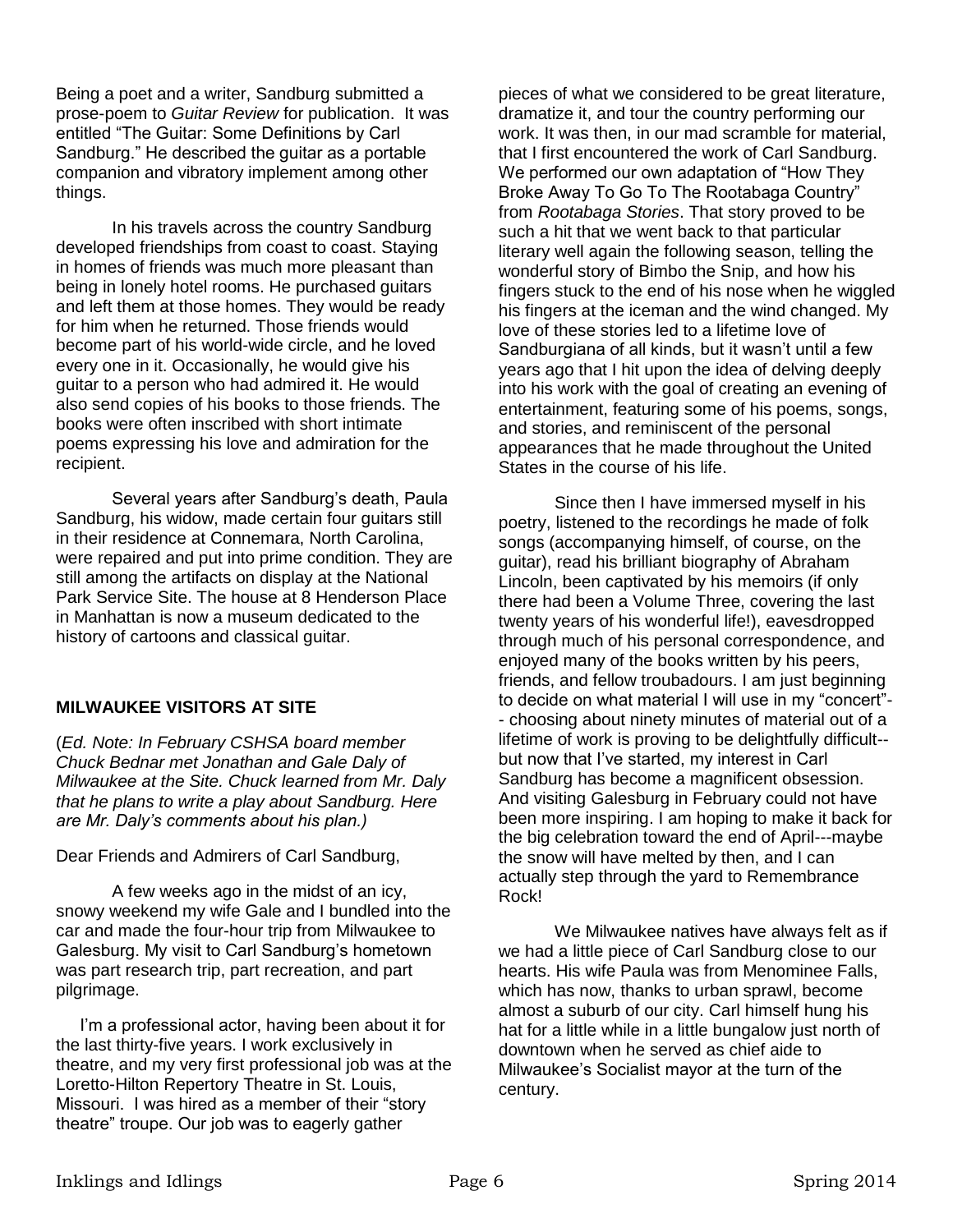Being a poet and a writer, Sandburg submitted a prose-poem to *Guitar Review* for publication. It was entitled "The Guitar: Some Definitions by Carl Sandburg." He described the guitar as a portable companion and vibratory implement among other things.

In his travels across the country Sandburg developed friendships from coast to coast. Staying in homes of friends was much more pleasant than being in lonely hotel rooms. He purchased guitars and left them at those homes. They would be ready for him when he returned. Those friends would become part of his world-wide circle, and he loved every one in it. Occasionally, he would give his guitar to a person who had admired it. He would also send copies of his books to those friends. The books were often inscribed with short intimate poems expressing his love and admiration for the recipient.

Several years after Sandburg's death, Paula Sandburg, his widow, made certain four guitars still in their residence at Connemara, North Carolina, were repaired and put into prime condition. They are still among the artifacts on display at the National Park Service Site. The house at 8 Henderson Place in Manhattan is now a museum dedicated to the history of cartoons and classical guitar.

## MILWAUKEE VISITORS AT SITE

(*Ed. Note: In February CSHSA board member Chuck Bednar met Jonathan and Gale Daly of Milwaukee at the Site. Chuck learned from Mr. Daly that he plans to write a play about Sandburg. Here are Mr. Daly's comments about his plan.)*

Dear Friends and Admirers of Carl Sandburg,

A few weeks ago in the midst of an icy, snowy weekend my wife Gale and I bundled into the car and made the four-hour trip from Milwaukee to Galesburg. My visit to Carl Sandburg's hometown was part research trip, part recreation, and part pilgrimage.

I'm a professional actor, having been about it for the last thirty-five years. I work exclusively in theatre, and my very first professional job was at the Loretto-Hilton Repertory Theatre in St. Louis, Missouri. I was hired as a member of their "story theatre" troupe. Our job was to eagerly gather pieces of what we considered to be great literature, dramatize it, and tour the country performing our work. It was then, in our mad scramble for material, that I first encountered the work of Carl Sandburg. We performed our own adaptation of "How They Broke Away To Go To The Rootabaga Country" from *Rootabaga Stories*. That story proved to be such a hit that we went back to that particular literary well again the following season, telling the wonderful story of Bimbo the Snip, and how his fingers stuck to the end of his nose when he wiggled his fingers at the iceman and the wind changed. My love of these stories led to a lifetime love of Sandburgiana of all kinds, but it wasn't until a few years ago that I hit upon the idea of delving deeply into his work with the goal of creating an evening of entertainment, featuring some of his poems, songs, and stories, and reminiscent of the personal appearances that he made throughout the United States in the course of his life.

Since then I have immersed myself in his poetry, listened to the recordings he made of folk songs (accompanying himself, of course, on the guitar), read his brilliant biography of Abraham Lincoln, been captivated by his memoirs (if only there had been a Volume Three, covering the last twenty years of his wonderful life!), eavesdropped through much of his personal correspondence, and enjoyed many of the books written by his peers, friends, and fellow troubadours. I am just beginning to decide on what material I will use in my "concert"-- choosing about ninety minutes of material out of a lifetime of work is proving to be delightfully difficult-- but now that I've started, my interest in Carl Sandburg has become a magnificent obsession. And visiting Galesburg in February could not have been more inspiring. I am hoping to make it back for the big celebration toward the end of April---maybe the snow will have melted by then, and I can actually step through the yard to Remembrance Rock!

We Milwaukee natives have always felt as if we had a little piece of Carl Sandburg close to our hearts. His wife Paula was from Menominee Falls, which has now, thanks to urban sprawl, become almost a suburb of our city. Carl himself hung his hat for a little while in a little bungalow just north of downtown when he served as chief aide to Milwaukee's Socialist mayor at the turn of the century.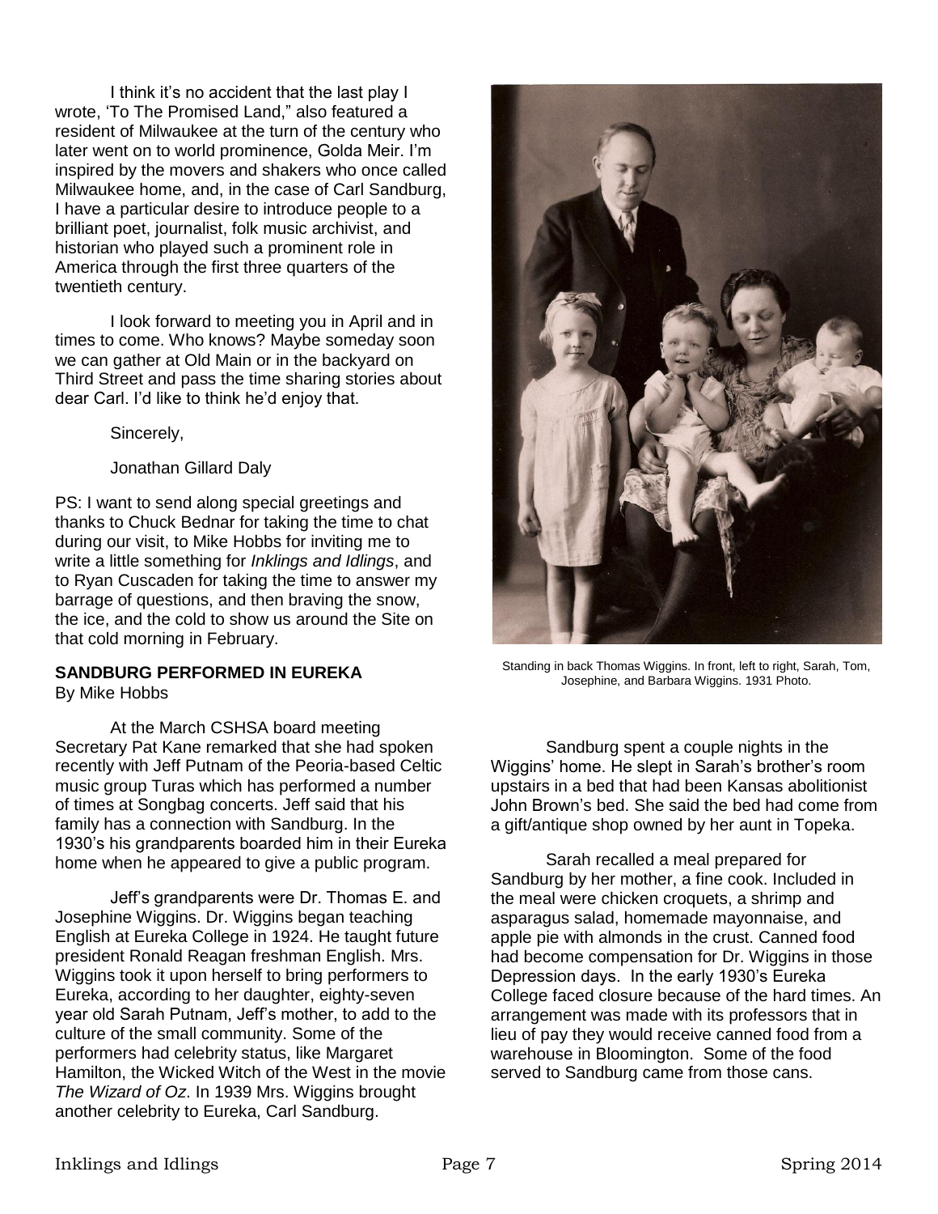I think it's no accident that the last play I wrote, 'To The Promised Land," also featured a resident of Milwaukee at the turn of the century who later went on to world prominence, Golda Meir. I'm inspired by the movers and shakers who once called Milwaukee home, and, in the case of Carl Sandburg, I have a particular desire to introduce people to a brilliant poet, journalist, folk music archivist, and historian who played such a prominent role in America through the first three quarters of the twentieth century.

I look forward to meeting you in April and in times to come. Who knows? Maybe someday soon we can gather at Old Main or in the backyard on Third Street and pass the time sharing stories about dear Carl. I'd like to think he'd enjoy that.

Sincerely,

Jonathan Gillard Daly

PS: I want to send along special greetings and thanks to Chuck Bednar for taking the time to chat during our visit, to Mike Hobbs for inviting me to write a little something for *Inklings and Idlings*, and to Ryan Cuscaden for taking the time to answer my barrage of questions, and then braving the snow, the ice, and the cold to show us around the Site on that cold morning in February.

## SANDBURG PERFORMED IN EUREKA

By Mike Hobbs

At the March CSHSA board meeting Secretary Pat Kane remarked that she had spoken recently with Jeff Putnam of the Peoria-based Celtic music group Turas which has performed a number of times at Songbag concerts. Jeff said that his family has a connection with Sandburg. In the 1930's his grandparents boarded him in their Eureka home when he appeared to give a public program.

Jeff's grandparents were Dr. Thomas E. and Josephine Wiggins. Dr. Wiggins began teaching English at Eureka College in 1924. He taught future president Ronald Reagan freshman English. Mrs. Wiggins took it upon herself to bring performers to Eureka, according to her daughter, eighty-seven year old Sarah Putnam, Jeff's mother, to add to the culture of the small community. Some of the performers had celebrity status, like Margaret Hamilton, the Wicked Witch of the West in the movie *The Wizard of Oz*. In 1939 Mrs. Wiggins brought another celebrity to Eureka, Carl Sandburg.

Standing in back Thomas Wiggins. In front, left to right, Sarah, Tom, Josephine, and Barbara Wiggins. 1931 Photo.

Sandburg spent a couple nights in the Wiggins' home. He slept in Sarah's brother's room upstairs in a bed that had been Kansas abolitionist John Brown's bed. She said the bed had come from a gift/antique shop owned by her aunt in Topeka.

Sarah recalled a meal prepared for Sandburg by her mother, a fine cook. Included in the meal were chicken croquets, a shrimp and asparagus salad, homemade mayonnaise, and apple pie with almonds in the crust. Canned food had become compensation for Dr. Wiggins in those Depression days. In the early 1930's Eureka College faced closure because of the hard times. An arrangement was made with its professors that in lieu of pay they would receive canned food from a warehouse in Bloomington. Some of the food served to Sandburg came from those cans.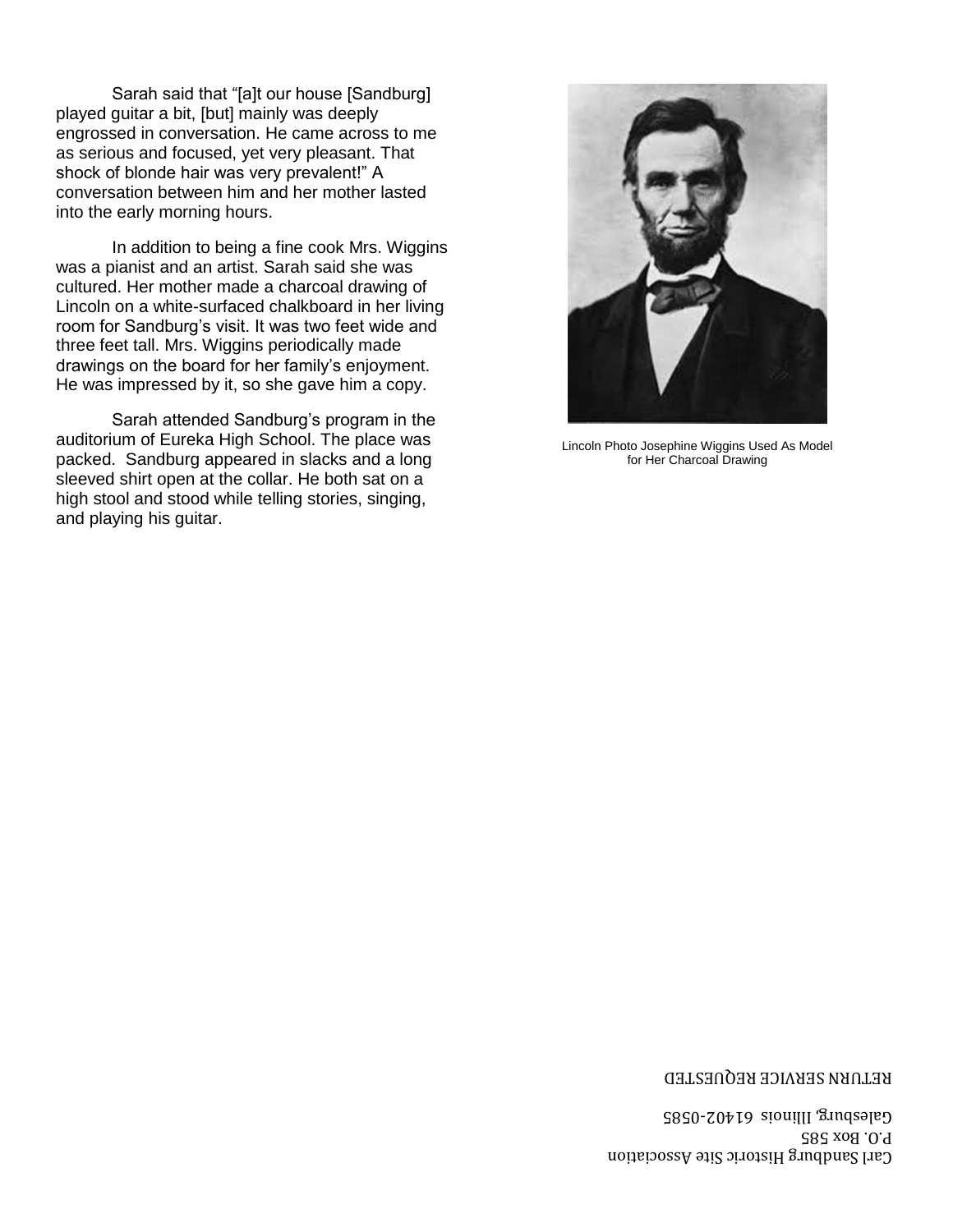Sarah said that "[a]t our house [Sandburg] played guitar a bit, [but] mainly was deeply engrossed in conversation. He came across to me as serious and focused, yet very pleasant. That shock of blonde hair was very prevalent!" A conversation between him and her mother lasted into the early morning hours.

In addition to being a fine cook Mrs. Wiggins was a pianist and an artist. Sarah said she was cultured. Her mother made a charcoal drawing of Lincoln on a white-surfaced chalkboard in her living room for Sandburg's visit. It was two feet wide and three feet tall. Mrs. Wiggins periodically made drawings on the board for her family's enjoyment. He was impressed by it, so she gave him a copy.

Sarah attended Sandburg's program in the auditorium of Eureka High School. The place was packed. Sandburg appeared in slacks and a long sleeved shirt open at the collar. He both sat on a high stool and stood while telling stories, singing, and playing his guitar.

Lincoln Photo Josephine Wiggins Used As Model for Her Charcoal Drawing

RETURN SERVICE REQUESTED

Carl Sandburg Historic Site Association
P.O. Box 585
Galesburg, Illinois 61402-0585